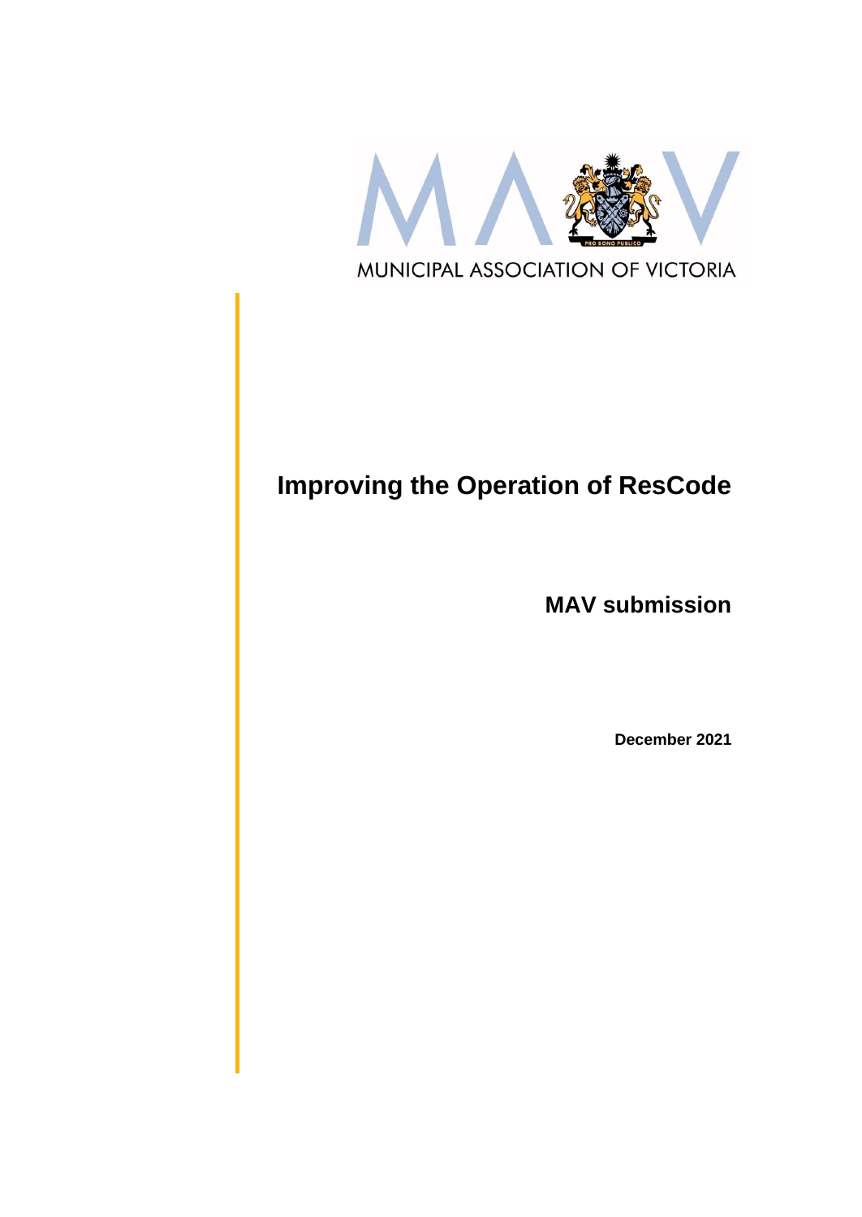MUNICIPAL ASSOCIATION OF VICTORIA

# Improving the Operation of ResCode

## MAV submission

**December 2021**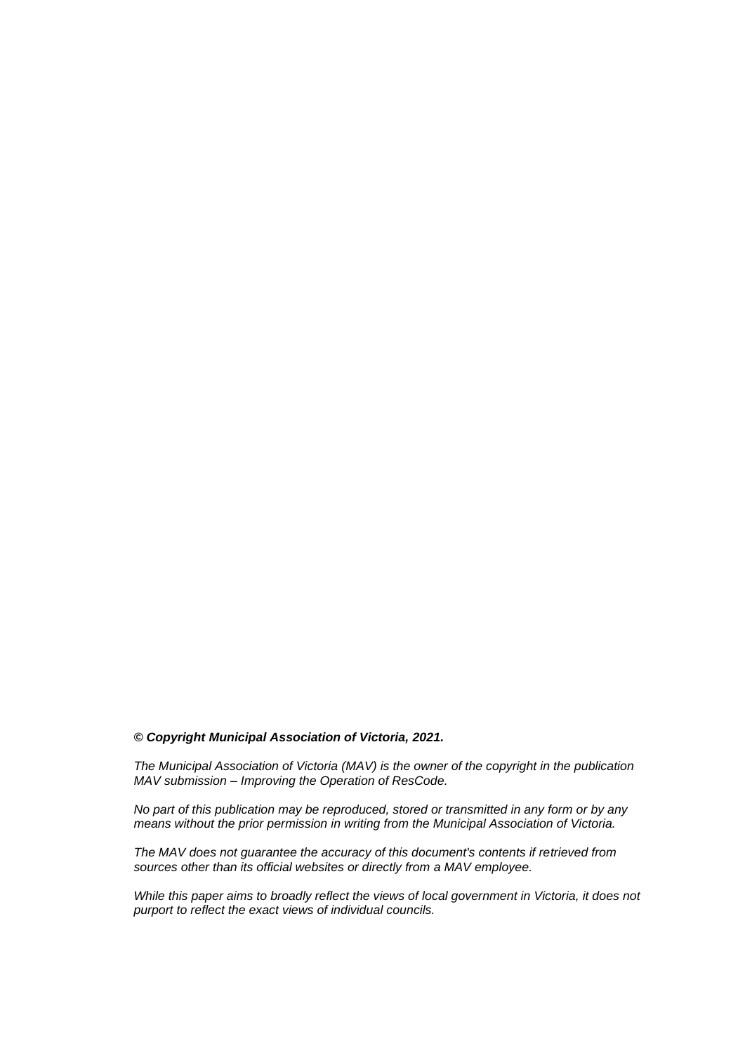***© Copyright Municipal Association of Victoria, 2021.***

*The Municipal Association of Victoria (MAV) is the owner of the copyright in the publication MAV submission – Improving the Operation of ResCode.*

*No part of this publication may be reproduced, stored or transmitted in any form or by any means without the prior permission in writing from the Municipal Association of Victoria.*

*The MAV does not guarantee the accuracy of this document's contents if retrieved from sources other than its official websites or directly from a MAV employee.*

*While this paper aims to broadly reflect the views of local government in Victoria, it does not purport to reflect the exact views of individual councils.*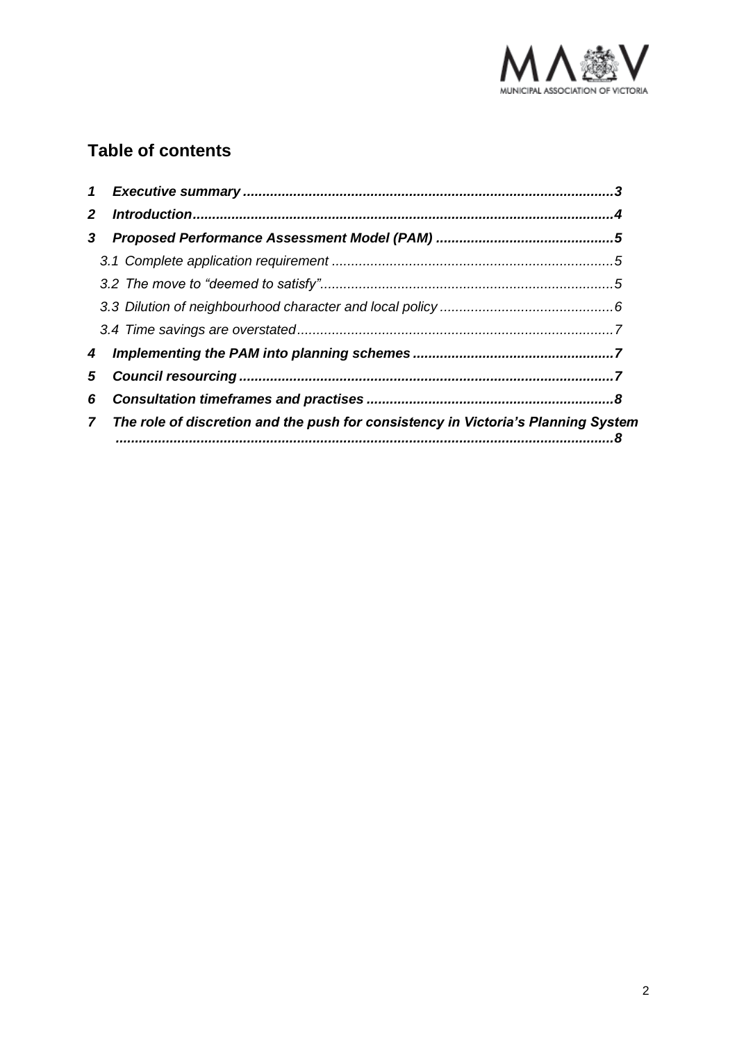## Table of contents

1 **Executive summary** .......... 3

2 **Introduction** .......... 4

3 **Proposed Performance Assessment Model (PAM)** .......... 5

- *3.1 Complete application requirement* .......... 5
- *3.2 The move to "deemed to satisfy"* .......... 5
- *3.3 Dilution of neighbourhood character and local policy* .......... 6
- *3.4 Time savings are overstated* .......... 7

4 **Implementing the PAM into planning schemes** .......... 7

5 **Council resourcing** .......... 7

6 **Consultation timeframes and practises** .......... 8

7 **The role of discretion and the push for consistency in Victoria's Planning System** .......... 8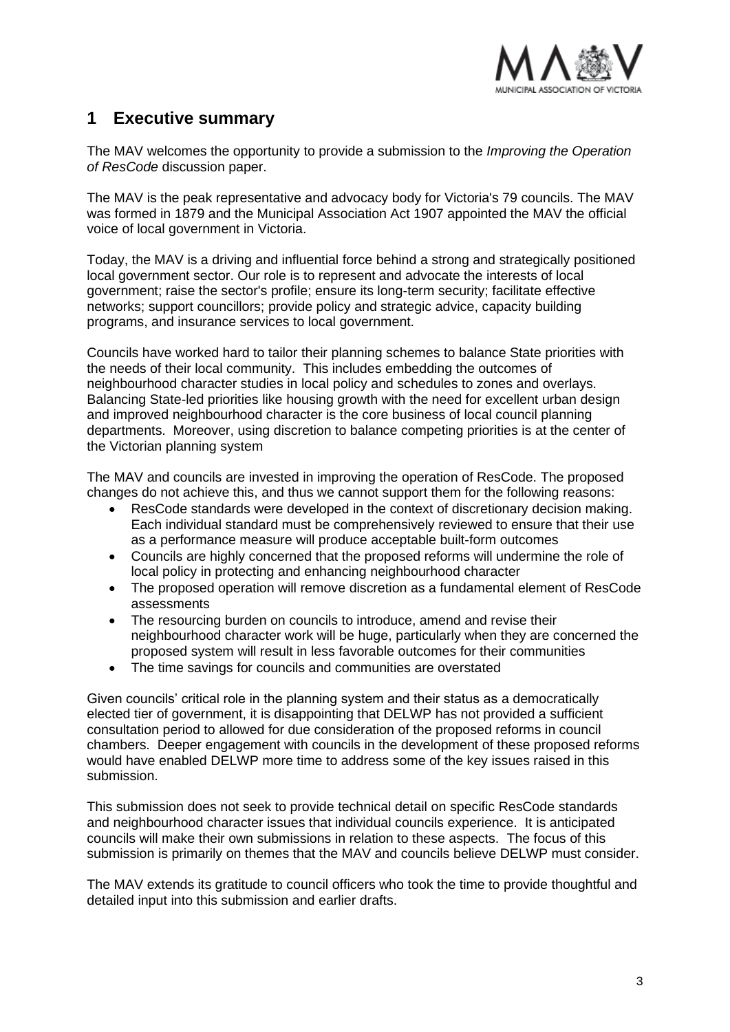## 1 Executive summary

The MAV welcomes the opportunity to provide a submission to the *Improving the Operation of ResCode* discussion paper.

The MAV is the peak representative and advocacy body for Victoria's 79 councils. The MAV was formed in 1879 and the Municipal Association Act 1907 appointed the MAV the official voice of local government in Victoria.

Today, the MAV is a driving and influential force behind a strong and strategically positioned local government sector. Our role is to represent and advocate the interests of local government; raise the sector's profile; ensure its long-term security; facilitate effective networks; support councillors; provide policy and strategic advice, capacity building programs, and insurance services to local government.

Councils have worked hard to tailor their planning schemes to balance State priorities with the needs of their local community. This includes embedding the outcomes of neighbourhood character studies in local policy and schedules to zones and overlays. Balancing State-led priorities like housing growth with the need for excellent urban design and improved neighbourhood character is the core business of local council planning departments. Moreover, using discretion to balance competing priorities is at the center of the Victorian planning system

The MAV and councils are invested in improving the operation of ResCode. The proposed changes do not achieve this, and thus we cannot support them for the following reasons:

- ResCode standards were developed in the context of discretionary decision making. Each individual standard must be comprehensively reviewed to ensure that their use as a performance measure will produce acceptable built-form outcomes
- Councils are highly concerned that the proposed reforms will undermine the role of local policy in protecting and enhancing neighbourhood character
- The proposed operation will remove discretion as a fundamental element of ResCode assessments
- The resourcing burden on councils to introduce, amend and revise their neighbourhood character work will be huge, particularly when they are concerned the proposed system will result in less favorable outcomes for their communities
- The time savings for councils and communities are overstated

Given councils' critical role in the planning system and their status as a democratically elected tier of government, it is disappointing that DELWP has not provided a sufficient consultation period to allowed for due consideration of the proposed reforms in council chambers. Deeper engagement with councils in the development of these proposed reforms would have enabled DELWP more time to address some of the key issues raised in this submission.

This submission does not seek to provide technical detail on specific ResCode standards and neighbourhood character issues that individual councils experience. It is anticipated councils will make their own submissions in relation to these aspects. The focus of this submission is primarily on themes that the MAV and councils believe DELWP must consider.

The MAV extends its gratitude to council officers who took the time to provide thoughtful and detailed input into this submission and earlier drafts.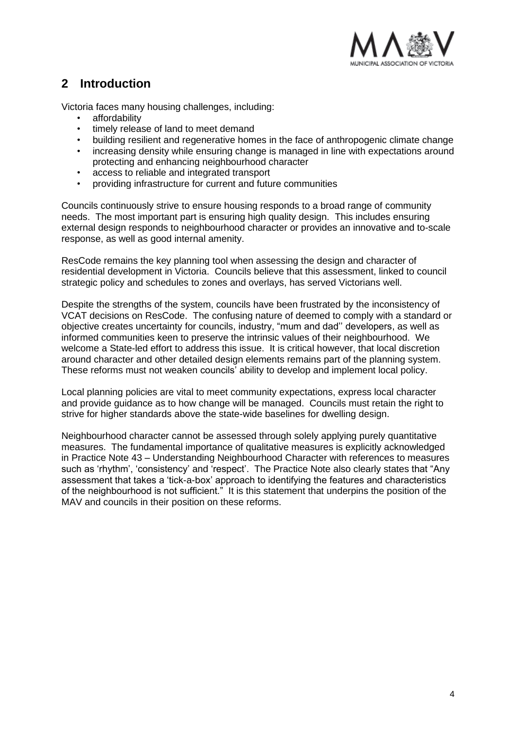## 2 Introduction

Victoria faces many housing challenges, including:

- affordability
- timely release of land to meet demand
- building resilient and regenerative homes in the face of anthropogenic climate change
- increasing density while ensuring change is managed in line with expectations around protecting and enhancing neighbourhood character
- access to reliable and integrated transport
- providing infrastructure for current and future communities

Councils continuously strive to ensure housing responds to a broad range of community needs. The most important part is ensuring high quality design. This includes ensuring external design responds to neighbourhood character or provides an innovative and to-scale response, as well as good internal amenity.

ResCode remains the key planning tool when assessing the design and character of residential development in Victoria. Councils believe that this assessment, linked to council strategic policy and schedules to zones and overlays, has served Victorians well.

Despite the strengths of the system, councils have been frustrated by the inconsistency of VCAT decisions on ResCode. The confusing nature of deemed to comply with a standard or objective creates uncertainty for councils, industry, "mum and dad'' developers, as well as informed communities keen to preserve the intrinsic values of their neighbourhood. We welcome a State-led effort to address this issue. It is critical however, that local discretion around character and other detailed design elements remains part of the planning system. These reforms must not weaken councils' ability to develop and implement local policy.

Local planning policies are vital to meet community expectations, express local character and provide guidance as to how change will be managed. Councils must retain the right to strive for higher standards above the state-wide baselines for dwelling design.

Neighbourhood character cannot be assessed through solely applying purely quantitative measures. The fundamental importance of qualitative measures is explicitly acknowledged in Practice Note 43 – Understanding Neighbourhood Character with references to measures such as 'rhythm', 'consistency' and 'respect'. The Practice Note also clearly states that "Any assessment that takes a 'tick-a-box' approach to identifying the features and characteristics of the neighbourhood is not sufficient." It is this statement that underpins the position of the MAV and councils in their position on these reforms.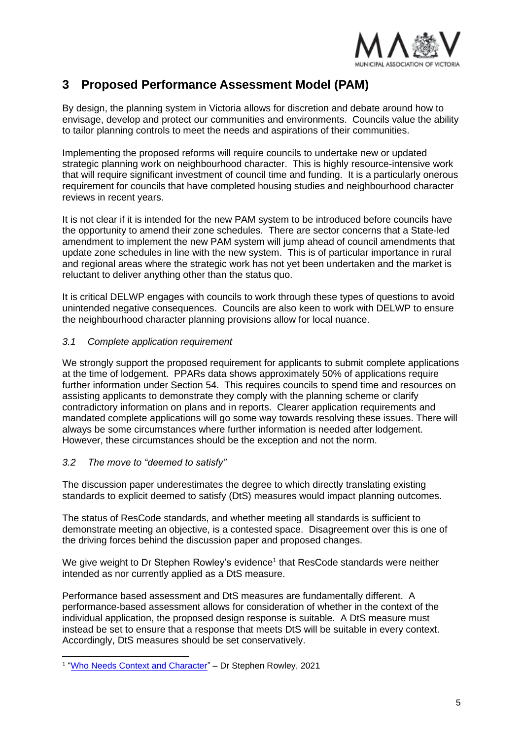## 3 Proposed Performance Assessment Model (PAM)

By design, the planning system in Victoria allows for discretion and debate around how to envisage, develop and protect our communities and environments. Councils value the ability to tailor planning controls to meet the needs and aspirations of their communities.

Implementing the proposed reforms will require councils to undertake new or updated strategic planning work on neighbourhood character. This is highly resource-intensive work that will require significant investment of council time and funding. It is a particularly onerous requirement for councils that have completed housing studies and neighbourhood character reviews in recent years.

It is not clear if it is intended for the new PAM system to be introduced before councils have the opportunity to amend their zone schedules. There are sector concerns that a State-led amendment to implement the new PAM system will jump ahead of council amendments that update zone schedules in line with the new system. This is of particular importance in rural and regional areas where the strategic work has not yet been undertaken and the market is reluctant to deliver anything other than the status quo.

It is critical DELWP engages with councils to work through these types of questions to avoid unintended negative consequences. Councils are also keen to work with DELWP to ensure the neighbourhood character planning provisions allow for local nuance.

### *3.1 Complete application requirement*

We strongly support the proposed requirement for applicants to submit complete applications at the time of lodgement. PPARs data shows approximately 50% of applications require further information under Section 54. This requires councils to spend time and resources on assisting applicants to demonstrate they comply with the planning scheme or clarify contradictory information on plans and in reports. Clearer application requirements and mandated complete applications will go some way towards resolving these issues. There will always be some circumstances where further information is needed after lodgement. However, these circumstances should be the exception and not the norm.

### *3.2 The move to "deemed to satisfy"*

The discussion paper underestimates the degree to which directly translating existing standards to explicit deemed to satisfy (DtS) measures would impact planning outcomes.

The status of ResCode standards, and whether meeting all standards is sufficient to demonstrate meeting an objective, is a contested space. Disagreement over this is one of the driving forces behind the discussion paper and proposed changes.

We give weight to Dr Stephen Rowley's evidence[1] that ResCode standards were neither intended as nor currently applied as a DtS measure.

Performance based assessment and DtS measures are fundamentally different. A performance-based assessment allows for consideration of whether in the context of the individual application, the proposed design response is suitable. A DtS measure must instead be set to ensure that a response that meets DtS will be suitable in every context. Accordingly, DtS measures should be set conservatively.

---

[1] "Who Needs Context and Character" – Dr Stephen Rowley, 2021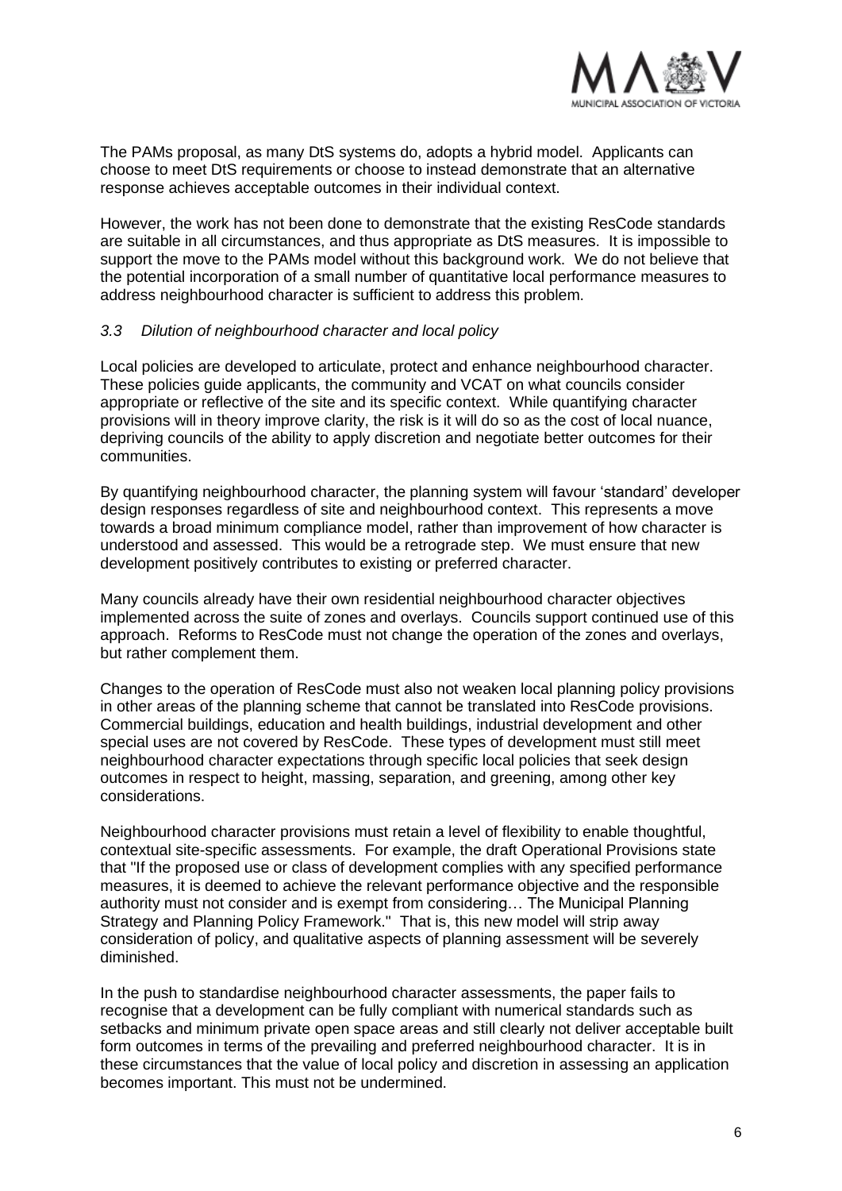The PAMs proposal, as many DtS systems do, adopts a hybrid model. Applicants can choose to meet DtS requirements or choose to instead demonstrate that an alternative response achieves acceptable outcomes in their individual context.

However, the work has not been done to demonstrate that the existing ResCode standards are suitable in all circumstances, and thus appropriate as DtS measures. It is impossible to support the move to the PAMs model without this background work. We do not believe that the potential incorporation of a small number of quantitative local performance measures to address neighbourhood character is sufficient to address this problem.

### *3.3 Dilution of neighbourhood character and local policy*

Local policies are developed to articulate, protect and enhance neighbourhood character. These policies guide applicants, the community and VCAT on what councils consider appropriate or reflective of the site and its specific context. While quantifying character provisions will in theory improve clarity, the risk is it will do so as the cost of local nuance, depriving councils of the ability to apply discretion and negotiate better outcomes for their communities.

By quantifying neighbourhood character, the planning system will favour 'standard' developer design responses regardless of site and neighbourhood context. This represents a move towards a broad minimum compliance model, rather than improvement of how character is understood and assessed. This would be a retrograde step. We must ensure that new development positively contributes to existing or preferred character.

Many councils already have their own residential neighbourhood character objectives implemented across the suite of zones and overlays. Councils support continued use of this approach. Reforms to ResCode must not change the operation of the zones and overlays, but rather complement them.

Changes to the operation of ResCode must also not weaken local planning policy provisions in other areas of the planning scheme that cannot be translated into ResCode provisions. Commercial buildings, education and health buildings, industrial development and other special uses are not covered by ResCode. These types of development must still meet neighbourhood character expectations through specific local policies that seek design outcomes in respect to height, massing, separation, and greening, among other key considerations.

Neighbourhood character provisions must retain a level of flexibility to enable thoughtful, contextual site-specific assessments. For example, the draft Operational Provisions state that "If the proposed use or class of development complies with any specified performance measures, it is deemed to achieve the relevant performance objective and the responsible authority must not consider and is exempt from considering… The Municipal Planning Strategy and Planning Policy Framework." That is, this new model will strip away consideration of policy, and qualitative aspects of planning assessment will be severely diminished.

In the push to standardise neighbourhood character assessments, the paper fails to recognise that a development can be fully compliant with numerical standards such as setbacks and minimum private open space areas and still clearly not deliver acceptable built form outcomes in terms of the prevailing and preferred neighbourhood character. It is in these circumstances that the value of local policy and discretion in assessing an application becomes important. This must not be undermined.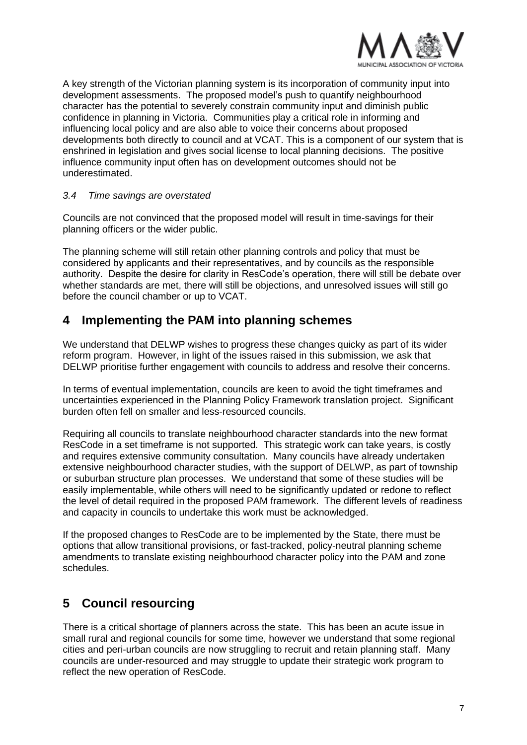A key strength of the Victorian planning system is its incorporation of community input into development assessments. The proposed model's push to quantify neighbourhood character has the potential to severely constrain community input and diminish public confidence in planning in Victoria. Communities play a critical role in informing and influencing local policy and are also able to voice their concerns about proposed developments both directly to council and at VCAT. This is a component of our system that is enshrined in legislation and gives social license to local planning decisions. The positive influence community input often has on development outcomes should not be underestimated.

### *3.4 Time savings are overstated*

Councils are not convinced that the proposed model will result in time-savings for their planning officers or the wider public.

The planning scheme will still retain other planning controls and policy that must be considered by applicants and their representatives, and by councils as the responsible authority. Despite the desire for clarity in ResCode's operation, there will still be debate over whether standards are met, there will still be objections, and unresolved issues will still go before the council chamber or up to VCAT.

## 4 Implementing the PAM into planning schemes

We understand that DELWP wishes to progress these changes quicky as part of its wider reform program. However, in light of the issues raised in this submission, we ask that DELWP prioritise further engagement with councils to address and resolve their concerns.

In terms of eventual implementation, councils are keen to avoid the tight timeframes and uncertainties experienced in the Planning Policy Framework translation project. Significant burden often fell on smaller and less-resourced councils.

Requiring all councils to translate neighbourhood character standards into the new format ResCode in a set timeframe is not supported. This strategic work can take years, is costly and requires extensive community consultation. Many councils have already undertaken extensive neighbourhood character studies, with the support of DELWP, as part of township or suburban structure plan processes. We understand that some of these studies will be easily implementable, while others will need to be significantly updated or redone to reflect the level of detail required in the proposed PAM framework. The different levels of readiness and capacity in councils to undertake this work must be acknowledged.

If the proposed changes to ResCode are to be implemented by the State, there must be options that allow transitional provisions, or fast-tracked, policy-neutral planning scheme amendments to translate existing neighbourhood character policy into the PAM and zone schedules.

## 5 Council resourcing

There is a critical shortage of planners across the state. This has been an acute issue in small rural and regional councils for some time, however we understand that some regional cities and peri-urban councils are now struggling to recruit and retain planning staff. Many councils are under-resourced and may struggle to update their strategic work program to reflect the new operation of ResCode.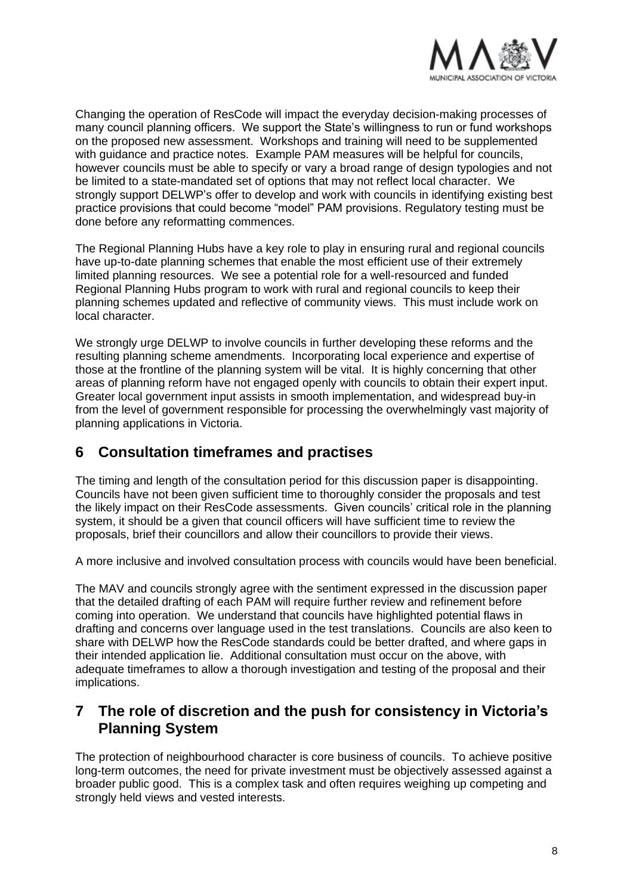Changing the operation of ResCode will impact the everyday decision-making processes of many council planning officers. We support the State's willingness to run or fund workshops on the proposed new assessment. Workshops and training will need to be supplemented with guidance and practice notes. Example PAM measures will be helpful for councils, however councils must be able to specify or vary a broad range of design typologies and not be limited to a state-mandated set of options that may not reflect local character. We strongly support DELWP's offer to develop and work with councils in identifying existing best practice provisions that could become "model" PAM provisions. Regulatory testing must be done before any reformatting commences.

The Regional Planning Hubs have a key role to play in ensuring rural and regional councils have up-to-date planning schemes that enable the most efficient use of their extremely limited planning resources. We see a potential role for a well-resourced and funded Regional Planning Hubs program to work with rural and regional councils to keep their planning schemes updated and reflective of community views. This must include work on local character.

We strongly urge DELWP to involve councils in further developing these reforms and the resulting planning scheme amendments. Incorporating local experience and expertise of those at the frontline of the planning system will be vital. It is highly concerning that other areas of planning reform have not engaged openly with councils to obtain their expert input. Greater local government input assists in smooth implementation, and widespread buy-in from the level of government responsible for processing the overwhelmingly vast majority of planning applications in Victoria.

## 6 Consultation timeframes and practises

The timing and length of the consultation period for this discussion paper is disappointing. Councils have not been given sufficient time to thoroughly consider the proposals and test the likely impact on their ResCode assessments. Given councils' critical role in the planning system, it should be a given that council officers will have sufficient time to review the proposals, brief their councillors and allow their councillors to provide their views.

A more inclusive and involved consultation process with councils would have been beneficial.

The MAV and councils strongly agree with the sentiment expressed in the discussion paper that the detailed drafting of each PAM will require further review and refinement before coming into operation. We understand that councils have highlighted potential flaws in drafting and concerns over language used in the test translations. Councils are also keen to share with DELWP how the ResCode standards could be better drafted, and where gaps in their intended application lie. Additional consultation must occur on the above, with adequate timeframes to allow a thorough investigation and testing of the proposal and their implications.

## 7 The role of discretion and the push for consistency in Victoria's Planning System

The protection of neighbourhood character is core business of councils. To achieve positive long-term outcomes, the need for private investment must be objectively assessed against a broader public good. This is a complex task and often requires weighing up competing and strongly held views and vested interests.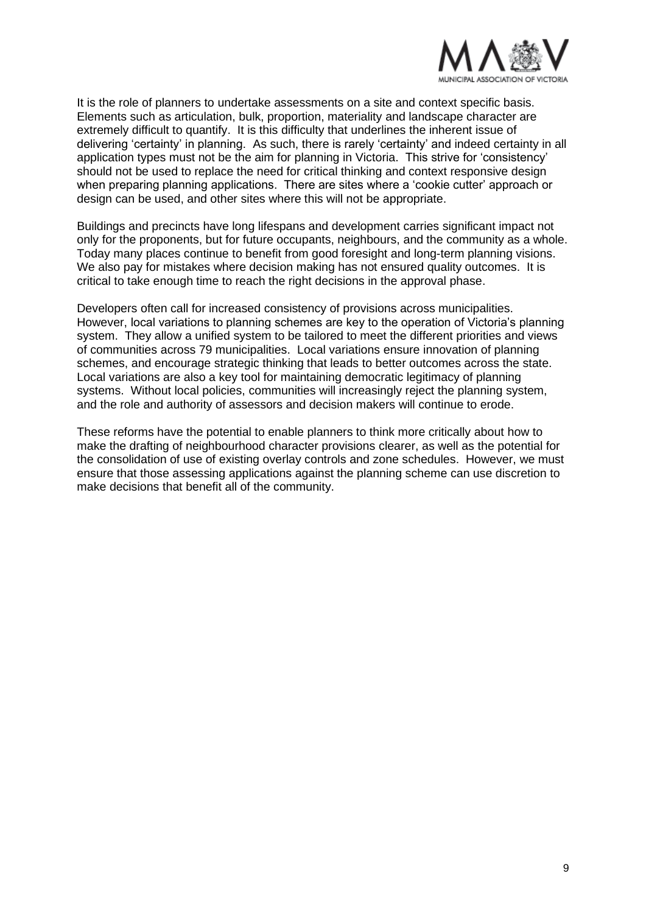It is the role of planners to undertake assessments on a site and context specific basis. Elements such as articulation, bulk, proportion, materiality and landscape character are extremely difficult to quantify. It is this difficulty that underlines the inherent issue of delivering 'certainty' in planning. As such, there is rarely 'certainty' and indeed certainty in all application types must not be the aim for planning in Victoria. This strive for 'consistency' should not be used to replace the need for critical thinking and context responsive design when preparing planning applications. There are sites where a 'cookie cutter' approach or design can be used, and other sites where this will not be appropriate.

Buildings and precincts have long lifespans and development carries significant impact not only for the proponents, but for future occupants, neighbours, and the community as a whole. Today many places continue to benefit from good foresight and long-term planning visions. We also pay for mistakes where decision making has not ensured quality outcomes. It is critical to take enough time to reach the right decisions in the approval phase.

Developers often call for increased consistency of provisions across municipalities. However, local variations to planning schemes are key to the operation of Victoria's planning system. They allow a unified system to be tailored to meet the different priorities and views of communities across 79 municipalities. Local variations ensure innovation of planning schemes, and encourage strategic thinking that leads to better outcomes across the state. Local variations are also a key tool for maintaining democratic legitimacy of planning systems. Without local policies, communities will increasingly reject the planning system, and the role and authority of assessors and decision makers will continue to erode.

These reforms have the potential to enable planners to think more critically about how to make the drafting of neighbourhood character provisions clearer, as well as the potential for the consolidation of use of existing overlay controls and zone schedules. However, we must ensure that those assessing applications against the planning scheme can use discretion to make decisions that benefit all of the community.